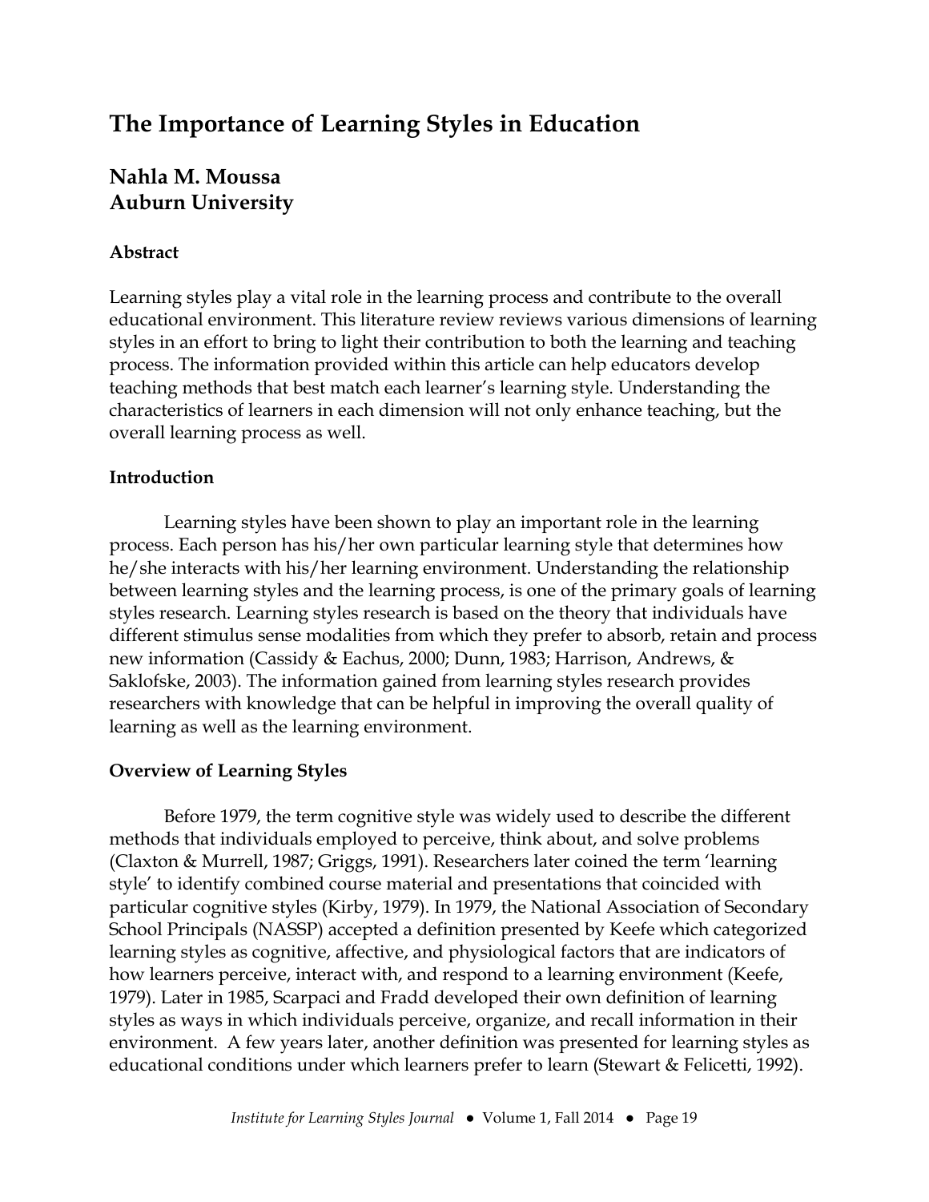# The Importance of Learning Styles in Education

## Nahla M. Moussa
## Auburn University

### Abstract

Learning styles play a vital role in the learning process and contribute to the overall educational environment. This literature review reviews various dimensions of learning styles in an effort to bring to light their contribution to both the learning and teaching process. The information provided within this article can help educators develop teaching methods that best match each learner's learning style. Understanding the characteristics of learners in each dimension will not only enhance teaching, but the overall learning process as well.

### Introduction

Learning styles have been shown to play an important role in the learning process. Each person has his/her own particular learning style that determines how he/she interacts with his/her learning environment. Understanding the relationship between learning styles and the learning process, is one of the primary goals of learning styles research. Learning styles research is based on the theory that individuals have different stimulus sense modalities from which they prefer to absorb, retain and process new information (Cassidy & Eachus, 2000; Dunn, 1983; Harrison, Andrews, & Saklofske, 2003). The information gained from learning styles research provides researchers with knowledge that can be helpful in improving the overall quality of learning as well as the learning environment.

### Overview of Learning Styles

Before 1979, the term cognitive style was widely used to describe the different methods that individuals employed to perceive, think about, and solve problems (Claxton & Murrell, 1987; Griggs, 1991). Researchers later coined the term 'learning style' to identify combined course material and presentations that coincided with particular cognitive styles (Kirby, 1979). In 1979, the National Association of Secondary School Principals (NASSP) accepted a definition presented by Keefe which categorized learning styles as cognitive, affective, and physiological factors that are indicators of how learners perceive, interact with, and respond to a learning environment (Keefe, 1979). Later in 1985, Scarpaci and Fradd developed their own definition of learning styles as ways in which individuals perceive, organize, and recall information in their environment. A few years later, another definition was presented for learning styles as educational conditions under which learners prefer to learn (Stewart & Felicetti, 1992).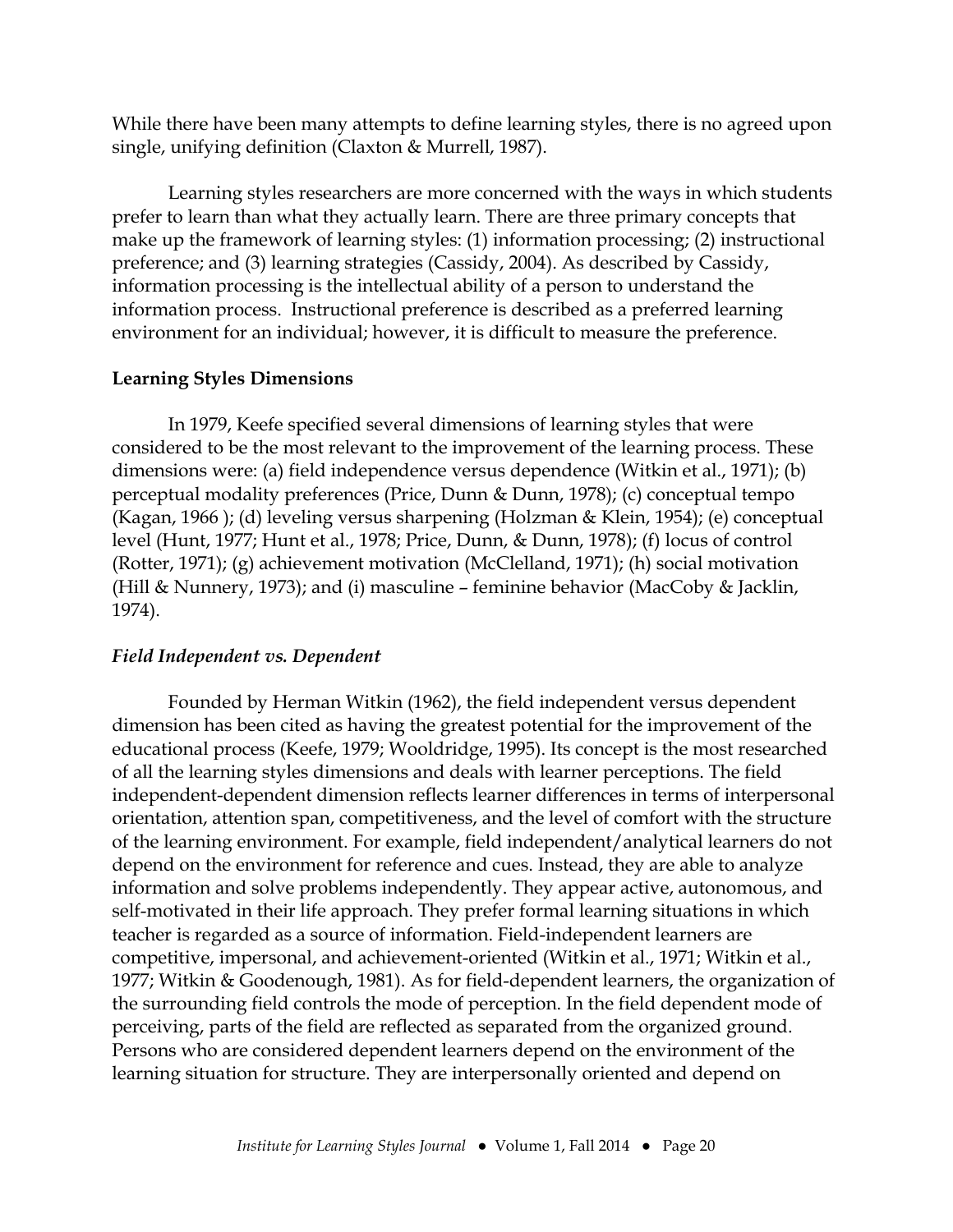While there have been many attempts to define learning styles, there is no agreed upon single, unifying definition (Claxton & Murrell, 1987).

Learning styles researchers are more concerned with the ways in which students prefer to learn than what they actually learn. There are three primary concepts that make up the framework of learning styles: (1) information processing; (2) instructional preference; and (3) learning strategies (Cassidy, 2004). As described by Cassidy, information processing is the intellectual ability of a person to understand the information process. Instructional preference is described as a preferred learning environment for an individual; however, it is difficult to measure the preference.

**Learning Styles Dimensions**

In 1979, Keefe specified several dimensions of learning styles that were considered to be the most relevant to the improvement of the learning process. These dimensions were: (a) field independence versus dependence (Witkin et al., 1971); (b) perceptual modality preferences (Price, Dunn & Dunn, 1978); (c) conceptual tempo (Kagan, 1966 ); (d) leveling versus sharpening (Holzman & Klein, 1954); (e) conceptual level (Hunt, 1977; Hunt et al., 1978; Price, Dunn, & Dunn, 1978); (f) locus of control (Rotter, 1971); (g) achievement motivation (McClelland, 1971); (h) social motivation (Hill & Nunnery, 1973); and (i) masculine – feminine behavior (MacCoby & Jacklin, 1974).

***Field Independent vs. Dependent***

Founded by Herman Witkin (1962), the field independent versus dependent dimension has been cited as having the greatest potential for the improvement of the educational process (Keefe, 1979; Wooldridge, 1995). Its concept is the most researched of all the learning styles dimensions and deals with learner perceptions. The field independent-dependent dimension reflects learner differences in terms of interpersonal orientation, attention span, competitiveness, and the level of comfort with the structure of the learning environment. For example, field independent/analytical learners do not depend on the environment for reference and cues. Instead, they are able to analyze information and solve problems independently. They appear active, autonomous, and self-motivated in their life approach. They prefer formal learning situations in which teacher is regarded as a source of information. Field-independent learners are competitive, impersonal, and achievement-oriented (Witkin et al., 1971; Witkin et al., 1977; Witkin & Goodenough, 1981). As for field-dependent learners, the organization of the surrounding field controls the mode of perception. In the field dependent mode of perceiving, parts of the field are reflected as separated from the organized ground. Persons who are considered dependent learners depend on the environment of the learning situation for structure. They are interpersonally oriented and depend on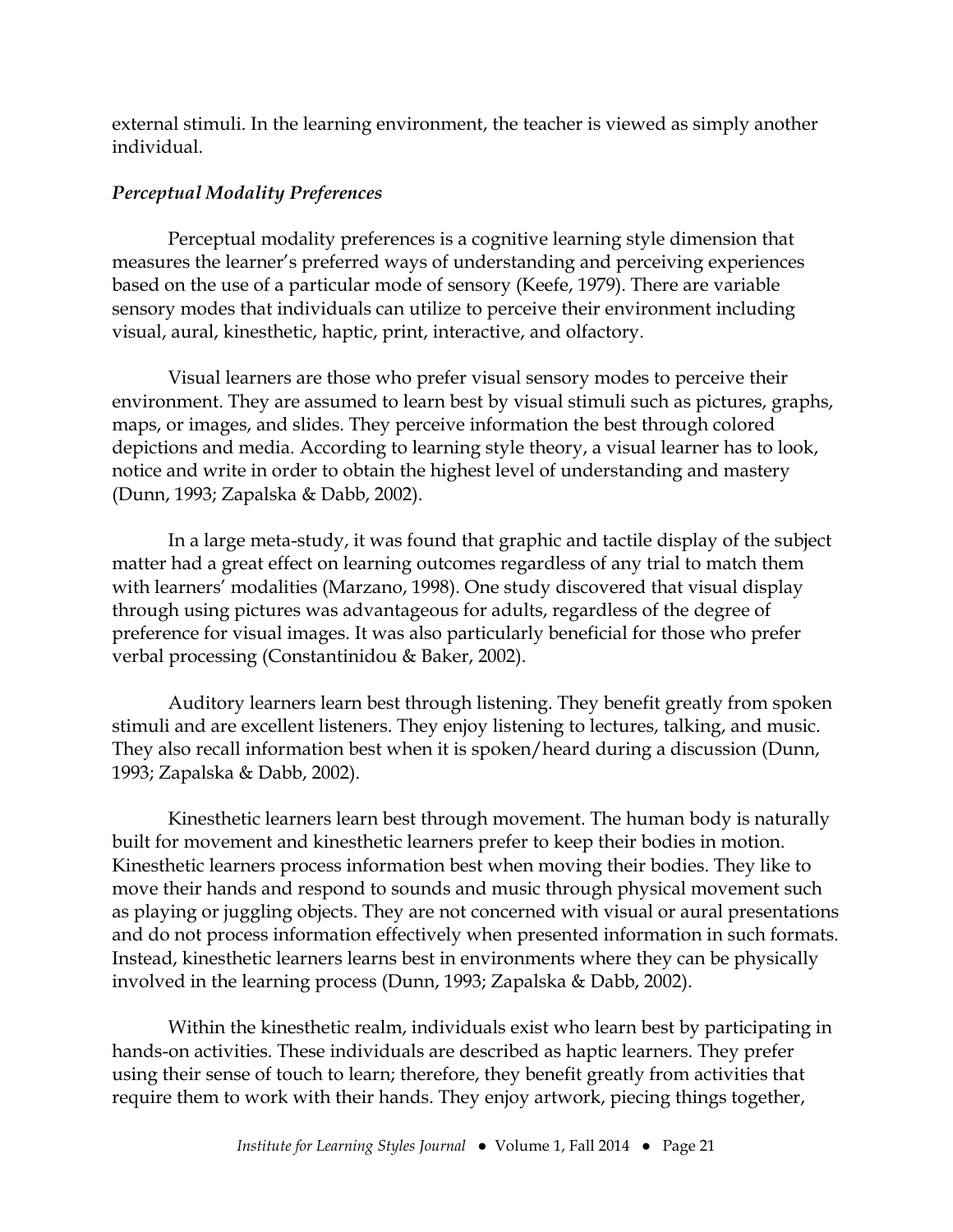external stimuli. In the learning environment, the teacher is viewed as simply another individual.

### *Perceptual Modality Preferences*

Perceptual modality preferences is a cognitive learning style dimension that measures the learner's preferred ways of understanding and perceiving experiences based on the use of a particular mode of sensory (Keefe, 1979). There are variable sensory modes that individuals can utilize to perceive their environment including visual, aural, kinesthetic, haptic, print, interactive, and olfactory.

Visual learners are those who prefer visual sensory modes to perceive their environment. They are assumed to learn best by visual stimuli such as pictures, graphs, maps, or images, and slides. They perceive information the best through colored depictions and media. According to learning style theory, a visual learner has to look, notice and write in order to obtain the highest level of understanding and mastery (Dunn, 1993; Zapalska & Dabb, 2002).

In a large meta-study, it was found that graphic and tactile display of the subject matter had a great effect on learning outcomes regardless of any trial to match them with learners' modalities (Marzano, 1998). One study discovered that visual display through using pictures was advantageous for adults, regardless of the degree of preference for visual images. It was also particularly beneficial for those who prefer verbal processing (Constantinidou & Baker, 2002).

Auditory learners learn best through listening. They benefit greatly from spoken stimuli and are excellent listeners. They enjoy listening to lectures, talking, and music. They also recall information best when it is spoken/heard during a discussion (Dunn, 1993; Zapalska & Dabb, 2002).

Kinesthetic learners learn best through movement. The human body is naturally built for movement and kinesthetic learners prefer to keep their bodies in motion. Kinesthetic learners process information best when moving their bodies. They like to move their hands and respond to sounds and music through physical movement such as playing or juggling objects. They are not concerned with visual or aural presentations and do not process information effectively when presented information in such formats. Instead, kinesthetic learners learns best in environments where they can be physically involved in the learning process (Dunn, 1993; Zapalska & Dabb, 2002).

Within the kinesthetic realm, individuals exist who learn best by participating in hands-on activities. These individuals are described as haptic learners. They prefer using their sense of touch to learn; therefore, they benefit greatly from activities that require them to work with their hands. They enjoy artwork, piecing things together,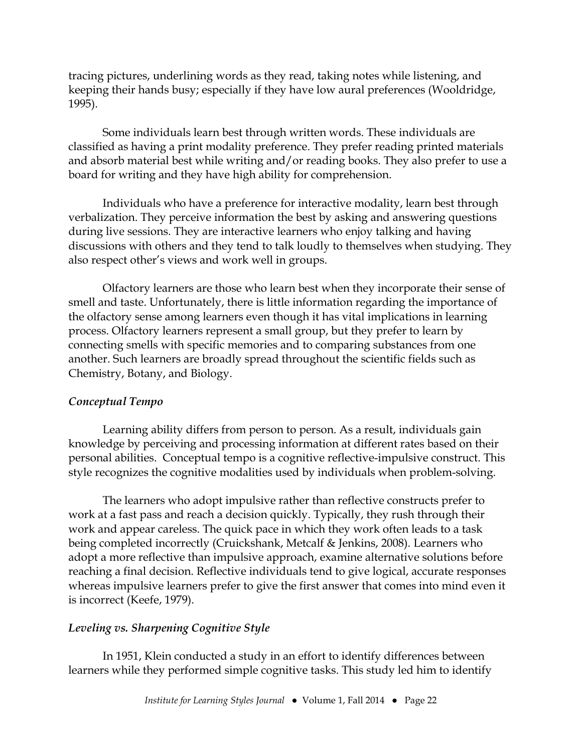tracing pictures, underlining words as they read, taking notes while listening, and keeping their hands busy; especially if they have low aural preferences (Wooldridge, 1995).

Some individuals learn best through written words. These individuals are classified as having a print modality preference. They prefer reading printed materials and absorb material best while writing and/or reading books. They also prefer to use a board for writing and they have high ability for comprehension.

Individuals who have a preference for interactive modality, learn best through verbalization. They perceive information the best by asking and answering questions during live sessions. They are interactive learners who enjoy talking and having discussions with others and they tend to talk loudly to themselves when studying. They also respect other's views and work well in groups.

Olfactory learners are those who learn best when they incorporate their sense of smell and taste. Unfortunately, there is little information regarding the importance of the olfactory sense among learners even though it has vital implications in learning process. Olfactory learners represent a small group, but they prefer to learn by connecting smells with specific memories and to comparing substances from one another. Such learners are broadly spread throughout the scientific fields such as Chemistry, Botany, and Biology.

### *Conceptual Tempo*

Learning ability differs from person to person. As a result, individuals gain knowledge by perceiving and processing information at different rates based on their personal abilities. Conceptual tempo is a cognitive reflective-impulsive construct. This style recognizes the cognitive modalities used by individuals when problem-solving.

The learners who adopt impulsive rather than reflective constructs prefer to work at a fast pass and reach a decision quickly. Typically, they rush through their work and appear careless. The quick pace in which they work often leads to a task being completed incorrectly (Cruickshank, Metcalf & Jenkins, 2008). Learners who adopt a more reflective than impulsive approach, examine alternative solutions before reaching a final decision. Reflective individuals tend to give logical, accurate responses whereas impulsive learners prefer to give the first answer that comes into mind even it is incorrect (Keefe, 1979).

### *Leveling vs. Sharpening Cognitive Style*

In 1951, Klein conducted a study in an effort to identify differences between learners while they performed simple cognitive tasks. This study led him to identify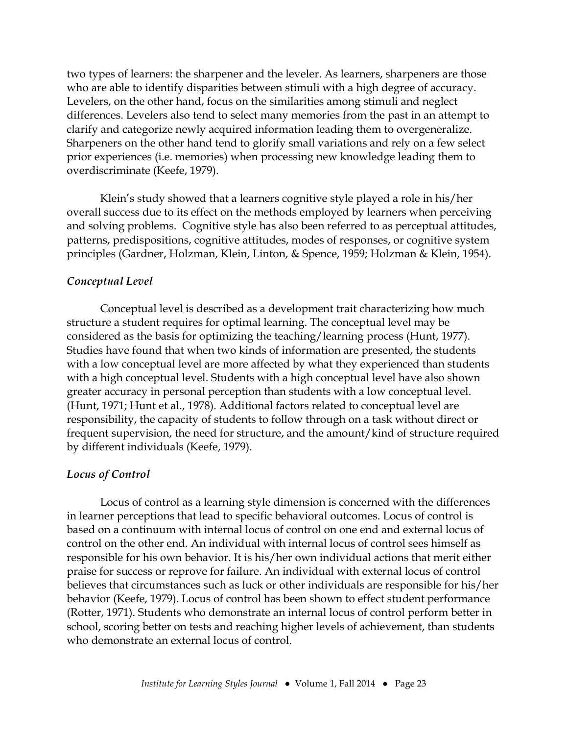two types of learners: the sharpener and the leveler. As learners, sharpeners are those who are able to identify disparities between stimuli with a high degree of accuracy. Levelers, on the other hand, focus on the similarities among stimuli and neglect differences. Levelers also tend to select many memories from the past in an attempt to clarify and categorize newly acquired information leading them to overgeneralize. Sharpeners on the other hand tend to glorify small variations and rely on a few select prior experiences (i.e. memories) when processing new knowledge leading them to overdiscriminate (Keefe, 1979).

Klein's study showed that a learners cognitive style played a role in his/her overall success due to its effect on the methods employed by learners when perceiving and solving problems. Cognitive style has also been referred to as perceptual attitudes, patterns, predispositions, cognitive attitudes, modes of responses, or cognitive system principles (Gardner, Holzman, Klein, Linton, & Spence, 1959; Holzman & Klein, 1954).

### *Conceptual Level*

Conceptual level is described as a development trait characterizing how much structure a student requires for optimal learning. The conceptual level may be considered as the basis for optimizing the teaching/learning process (Hunt, 1977). Studies have found that when two kinds of information are presented, the students with a low conceptual level are more affected by what they experienced than students with a high conceptual level. Students with a high conceptual level have also shown greater accuracy in personal perception than students with a low conceptual level. (Hunt, 1971; Hunt et al., 1978). Additional factors related to conceptual level are responsibility, the capacity of students to follow through on a task without direct or frequent supervision, the need for structure, and the amount/kind of structure required by different individuals (Keefe, 1979).

### *Locus of Control*

Locus of control as a learning style dimension is concerned with the differences in learner perceptions that lead to specific behavioral outcomes. Locus of control is based on a continuum with internal locus of control on one end and external locus of control on the other end. An individual with internal locus of control sees himself as responsible for his own behavior. It is his/her own individual actions that merit either praise for success or reprove for failure. An individual with external locus of control believes that circumstances such as luck or other individuals are responsible for his/her behavior (Keefe, 1979). Locus of control has been shown to effect student performance (Rotter, 1971). Students who demonstrate an internal locus of control perform better in school, scoring better on tests and reaching higher levels of achievement, than students who demonstrate an external locus of control.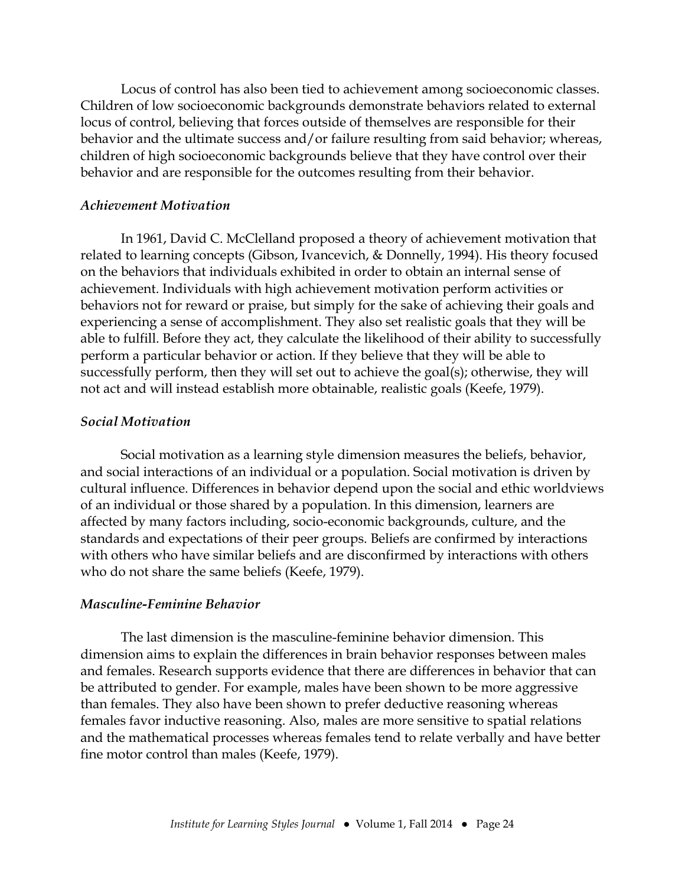Locus of control has also been tied to achievement among socioeconomic classes. Children of low socioeconomic backgrounds demonstrate behaviors related to external locus of control, believing that forces outside of themselves are responsible for their behavior and the ultimate success and/or failure resulting from said behavior; whereas, children of high socioeconomic backgrounds believe that they have control over their behavior and are responsible for the outcomes resulting from their behavior.

### *Achievement Motivation*

In 1961, David C. McClelland proposed a theory of achievement motivation that related to learning concepts (Gibson, Ivancevich, & Donnelly, 1994). His theory focused on the behaviors that individuals exhibited in order to obtain an internal sense of achievement. Individuals with high achievement motivation perform activities or behaviors not for reward or praise, but simply for the sake of achieving their goals and experiencing a sense of accomplishment. They also set realistic goals that they will be able to fulfill. Before they act, they calculate the likelihood of their ability to successfully perform a particular behavior or action. If they believe that they will be able to successfully perform, then they will set out to achieve the goal(s); otherwise, they will not act and will instead establish more obtainable, realistic goals (Keefe, 1979).

### *Social Motivation*

Social motivation as a learning style dimension measures the beliefs, behavior, and social interactions of an individual or a population. Social motivation is driven by cultural influence. Differences in behavior depend upon the social and ethic worldviews of an individual or those shared by a population. In this dimension, learners are affected by many factors including, socio-economic backgrounds, culture, and the standards and expectations of their peer groups. Beliefs are confirmed by interactions with others who have similar beliefs and are disconfirmed by interactions with others who do not share the same beliefs (Keefe, 1979).

### *Masculine-Feminine Behavior*

The last dimension is the masculine-feminine behavior dimension. This dimension aims to explain the differences in brain behavior responses between males and females. Research supports evidence that there are differences in behavior that can be attributed to gender. For example, males have been shown to be more aggressive than females. They also have been shown to prefer deductive reasoning whereas females favor inductive reasoning. Also, males are more sensitive to spatial relations and the mathematical processes whereas females tend to relate verbally and have better fine motor control than males (Keefe, 1979).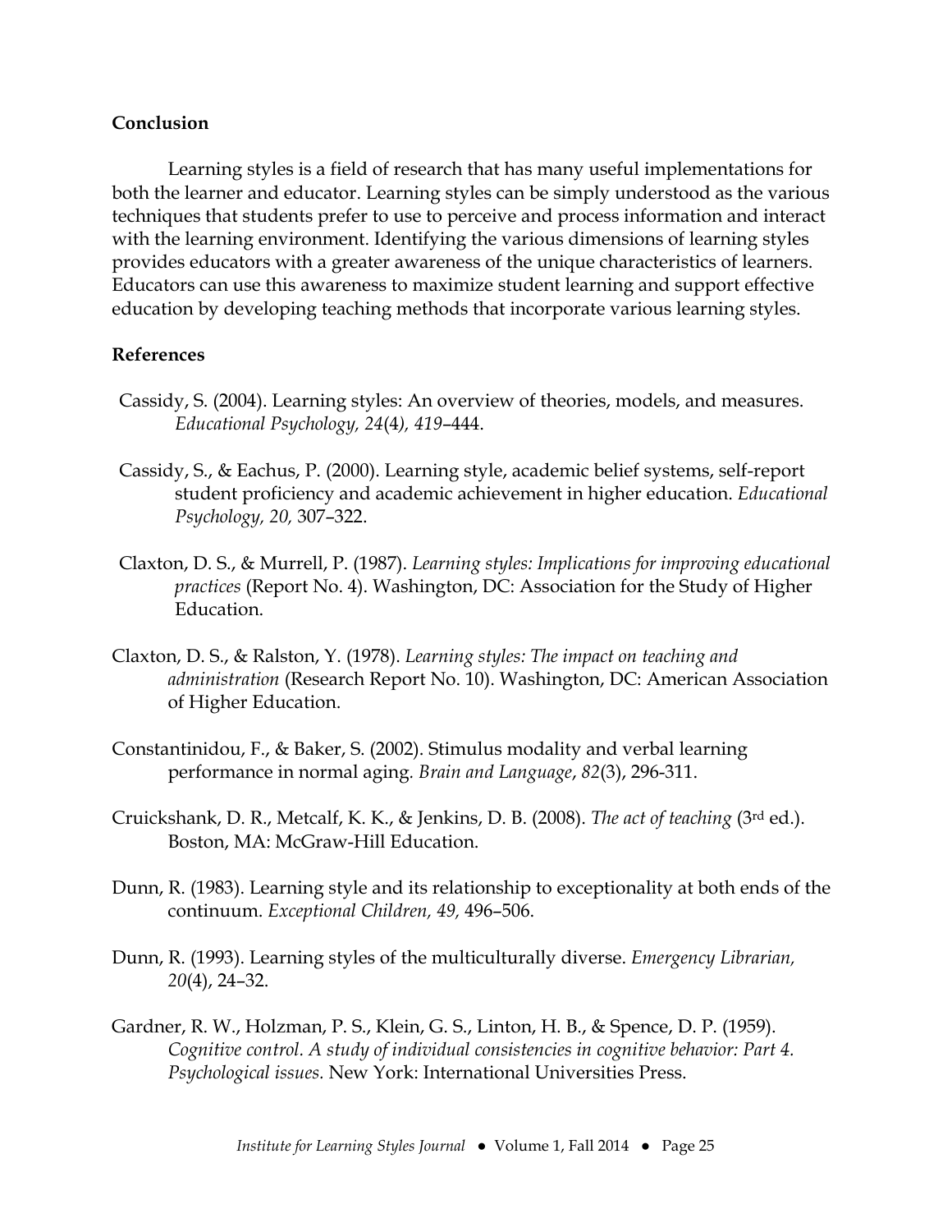## Conclusion

Learning styles is a field of research that has many useful implementations for both the learner and educator. Learning styles can be simply understood as the various techniques that students prefer to use to perceive and process information and interact with the learning environment. Identifying the various dimensions of learning styles provides educators with a greater awareness of the unique characteristics of learners. Educators can use this awareness to maximize student learning and support effective education by developing teaching methods that incorporate various learning styles.

## References

Cassidy, S. (2004). Learning styles: An overview of theories, models, and measures. *Educational Psychology, 24*(4*), 419*–444.

Cassidy, S., & Eachus, P. (2000). Learning style, academic belief systems, self-report student proficiency and academic achievement in higher education. *Educational Psychology, 20,* 307–322.

Claxton, D. S., & Murrell, P. (1987). *Learning styles: Implications for improving educational practices* (Report No. 4). Washington, DC: Association for the Study of Higher Education.

Claxton, D. S., & Ralston, Y. (1978). *Learning styles: The impact on teaching and administration* (Research Report No. 10). Washington, DC: American Association of Higher Education.

Constantinidou, F., & Baker, S. (2002). Stimulus modality and verbal learning performance in normal aging. *Brain and Language*, *82*(3), 296-311.

Cruickshank, D. R., Metcalf, K. K., & Jenkins, D. B. (2008). *The act of teaching* (3rd ed.). Boston, MA: McGraw-Hill Education.

Dunn, R. (1983). Learning style and its relationship to exceptionality at both ends of the continuum. *Exceptional Children, 49,* 496–506.

Dunn, R. (1993). Learning styles of the multiculturally diverse. *Emergency Librarian, 20*(4), 24–32.

Gardner, R. W., Holzman, P. S., Klein, G. S., Linton, H. B., & Spence, D. P. (1959). *Cognitive control. A study of individual consistencies in cognitive behavior: Part 4. Psychological issues.* New York: International Universities Press.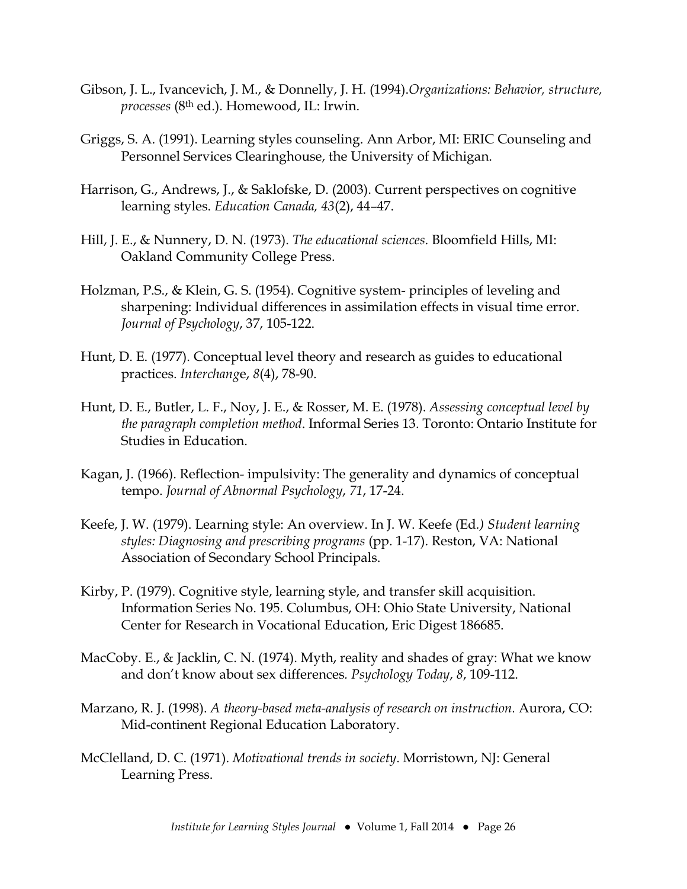Gibson, J. L., Ivancevich, J. M., & Donnelly, J. H. (1994).*Organizations: Behavior, structure, processes* (8th ed.). Homewood, IL: Irwin.

Griggs, S. A. (1991). Learning styles counseling. Ann Arbor, MI: ERIC Counseling and Personnel Services Clearinghouse, the University of Michigan.

Harrison, G., Andrews, J., & Saklofske, D. (2003). Current perspectives on cognitive learning styles. *Education Canada, 43*(2), 44–47.

Hill, J. E., & Nunnery, D. N. (1973). *The educational sciences*. Bloomfield Hills, MI: Oakland Community College Press.

Holzman, P.S., & Klein, G. S. (1954). Cognitive system- principles of leveling and sharpening: Individual differences in assimilation effects in visual time error. *Journal of Psychology*, 37, 105-122.

Hunt, D. E. (1977). Conceptual level theory and research as guides to educational practices. *Interchange*, *8*(4), 78-90.

Hunt, D. E., Butler, L. F., Noy, J. E., & Rosser, M. E. (1978). *Assessing conceptual level by the paragraph completion method*. Informal Series 13. Toronto: Ontario Institute for Studies in Education.

Kagan, J. (1966). Reflection- impulsivity: The generality and dynamics of conceptual tempo. *Journal of Abnormal Psychology*, *71*, 17-24.

Keefe, J. W. (1979). Learning style: An overview. In J. W. Keefe (Ed.) *Student learning styles: Diagnosing and prescribing programs* (pp. 1-17). Reston, VA: National Association of Secondary School Principals.

Kirby, P. (1979). Cognitive style, learning style, and transfer skill acquisition. Information Series No. 195. Columbus, OH: Ohio State University, National Center for Research in Vocational Education, Eric Digest 186685.

MacCoby. E., & Jacklin, C. N. (1974). Myth, reality and shades of gray: What we know and don't know about sex differences. *Psychology Today*, *8*, 109-112.

Marzano, R. J. (1998). *A theory-based meta-analysis of research on instruction.* Aurora, CO: Mid-continent Regional Education Laboratory.

McClelland, D. C. (1971). *Motivational trends in society*. Morristown, NJ: General Learning Press.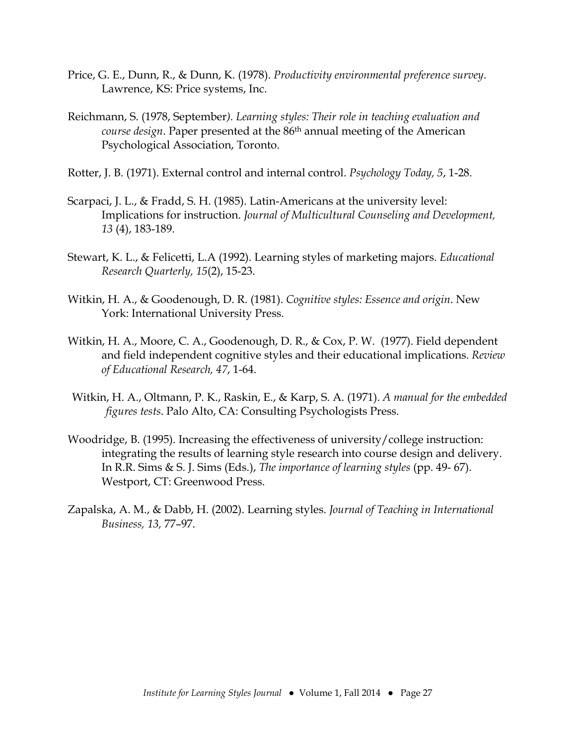Price, G. E., Dunn, R., & Dunn, K. (1978). *Productivity environmental preference survey*. Lawrence, KS: Price systems, Inc.

Reichmann, S. (1978, September*). Learning styles: Their role in teaching evaluation and course design*. Paper presented at the 86th annual meeting of the American Psychological Association, Toronto.

Rotter, J. B. (1971). External control and internal control. *Psychology Today, 5*, 1-28.

Scarpaci, J. L., & Fradd, S. H. (1985). Latin-Americans at the university level: Implications for instruction. *Journal of Multicultural Counseling and Development, 13* (4), 183-189.

Stewart, K. L., & Felicetti, L.A (1992). Learning styles of marketing majors. *Educational Research Quarterly, 15*(2), 15-23.

Witkin, H. A., & Goodenough, D. R. (1981). *Cognitive styles: Essence and origin*. New York: International University Press.

Witkin, H. A., Moore, C. A., Goodenough, D. R., & Cox, P. W. (1977). Field dependent and field independent cognitive styles and their educational implications. *Review of Educational Research, 47*, 1-64.

Witkin, H. A., Oltmann, P. K., Raskin, E., & Karp, S. A. (1971). *A manual for the embedded figures tests*. Palo Alto, CA: Consulting Psychologists Press.

Woodridge, B. (1995). Increasing the effectiveness of university/college instruction: integrating the results of learning style research into course design and delivery. In R.R. Sims & S. J. Sims (Eds.), *The importance of learning styles* (pp. 49- 67). Westport, CT: Greenwood Press.

Zapalska, A. M., & Dabb, H. (2002). Learning styles. *Journal of Teaching in International Business, 13,* 77–97.